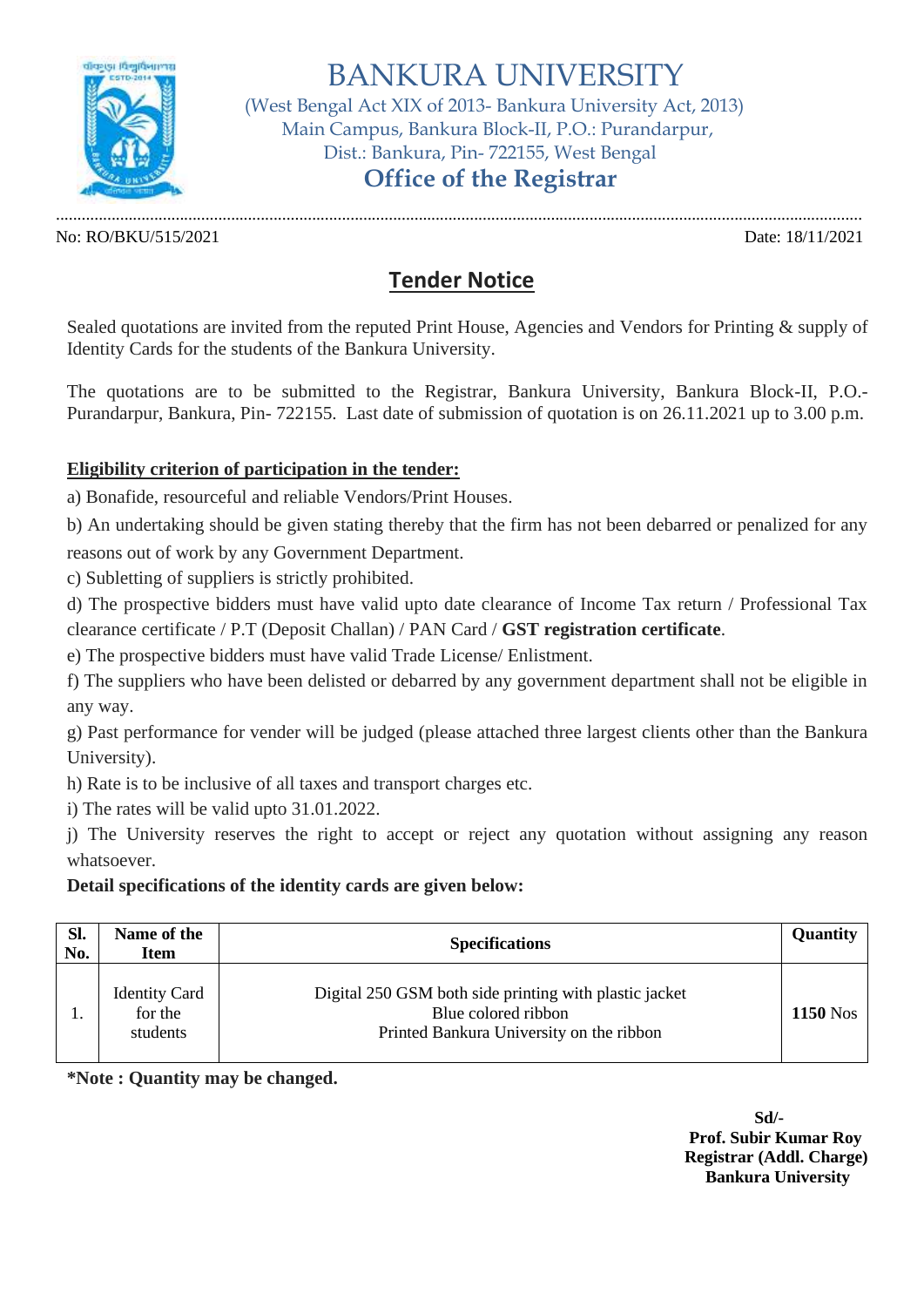# BANKURA UNIVERSITY

(West Bengal Act XIX of 2013- Bankura University Act, 2013)
Main Campus, Bankura Block-II, P.O.: Purandarpur,
Dist.: Bankura, Pin- 722155, West Bengal

## Office of the Registrar

No: RO/BKU/515/2021 Date: 18/11/2021

## Tender Notice

Sealed quotations are invited from the reputed Print House, Agencies and Vendors for Printing & supply of Identity Cards for the students of the Bankura University.

The quotations are to be submitted to the Registrar, Bankura University, Bankura Block-II, P.O.-Purandarpur, Bankura, Pin- 722155. Last date of submission of quotation is on 26.11.2021 up to 3.00 p.m.

**Eligibility criterion of participation in the tender:**

a) Bonafide, resourceful and reliable Vendors/Print Houses.

b) An undertaking should be given stating thereby that the firm has not been debarred or penalized for any reasons out of work by any Government Department.

c) Subletting of suppliers is strictly prohibited.

d) The prospective bidders must have valid upto date clearance of Income Tax return / Professional Tax clearance certificate / P.T (Deposit Challan) / PAN Card / **GST registration certificate**.

e) The prospective bidders must have valid Trade License/ Enlistment.

f) The suppliers who have been delisted or debarred by any government department shall not be eligible in any way.

g) Past performance for vender will be judged (please attached three largest clients other than the Bankura University).

h) Rate is to be inclusive of all taxes and transport charges etc.

i) The rates will be valid upto 31.01.2022.

j) The University reserves the right to accept or reject any quotation without assigning any reason whatsoever.

**Detail specifications of the identity cards are given below:**

| Sl. No. | Name of the Item | Specifications | Quantity |
|---|---|---|---|
| 1. | Identity Card for the students | Digital 250 GSM both side printing with plastic jacket<br>Blue colored ribbon<br>Printed Bankura University on the ribbon | **1150** Nos |

**\*Note : Quantity may be changed.**

**Sd/-**
**Prof. Subir Kumar Roy**
**Registrar (Addl. Charge)**
**Bankura University**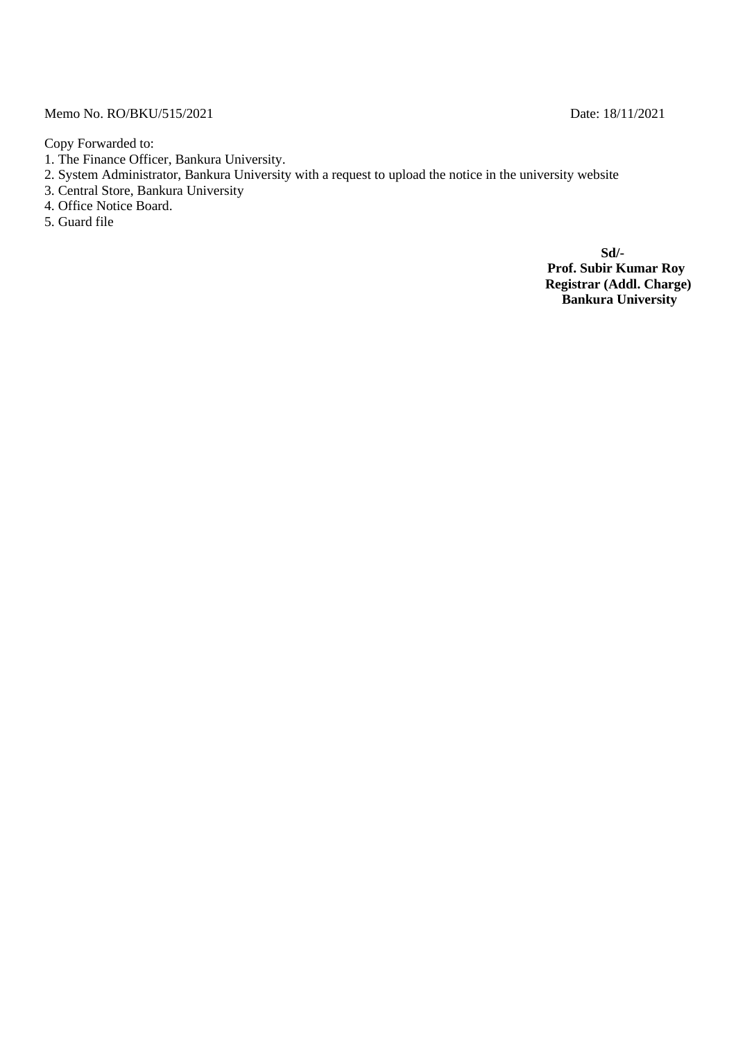Memo No. RO/BKU/515/2021 Date: 18/11/2021

Copy Forwarded to:

1. The Finance Officer, Bankura University.
2. System Administrator, Bankura University with a request to upload the notice in the university website
3. Central Store, Bankura University
4. Office Notice Board.
5. Guard file

**Sd/-**
**Prof. Subir Kumar Roy**
**Registrar (Addl. Charge)**
**Bankura University**